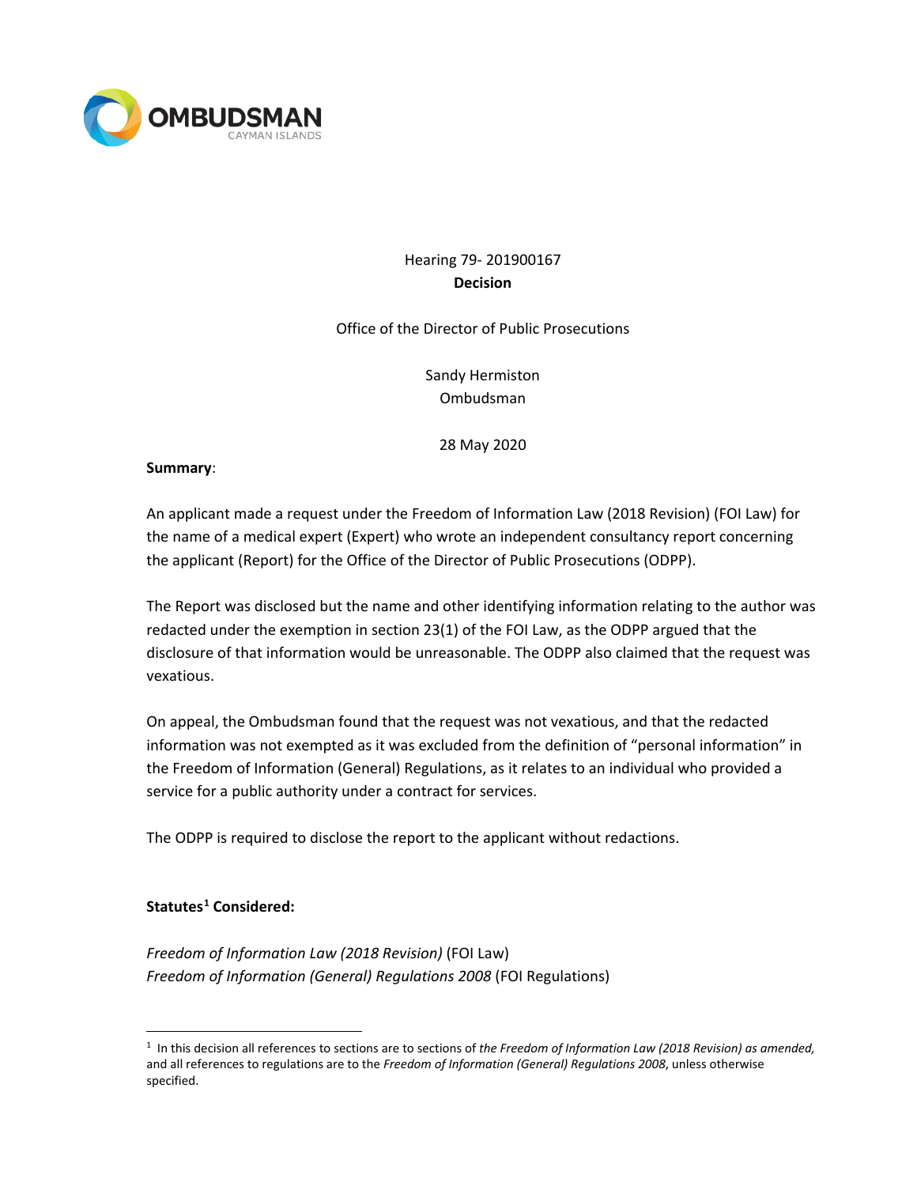OMBUDSMAN
CAYMAN ISLANDS

Hearing 79- 201900167

**Decision**

Office of the Director of Public Prosecutions

Sandy Hermiston
Ombudsman

28 May 2020

**Summary**:

An applicant made a request under the Freedom of Information Law (2018 Revision) (FOI Law) for the name of a medical expert (Expert) who wrote an independent consultancy report concerning the applicant (Report) for the Office of the Director of Public Prosecutions (ODPP).

The Report was disclosed but the name and other identifying information relating to the author was redacted under the exemption in section 23(1) of the FOI Law, as the ODPP argued that the disclosure of that information would be unreasonable. The ODPP also claimed that the request was vexatious.

On appeal, the Ombudsman found that the request was not vexatious, and that the redacted information was not exempted as it was excluded from the definition of "personal information" in the Freedom of Information (General) Regulations, as it relates to an individual who provided a service for a public authority under a contract for services.

The ODPP is required to disclose the report to the applicant without redactions.

**Statutes[1] Considered:**

*Freedom of Information Law (2018 Revision)* (FOI Law)
*Freedom of Information (General) Regulations 2008* (FOI Regulations)

---

[1] In this decision all references to sections are to sections of *the Freedom of Information Law (2018 Revision) as amended,* and all references to regulations are to the *Freedom of Information (General) Regulations 2008*, unless otherwise specified.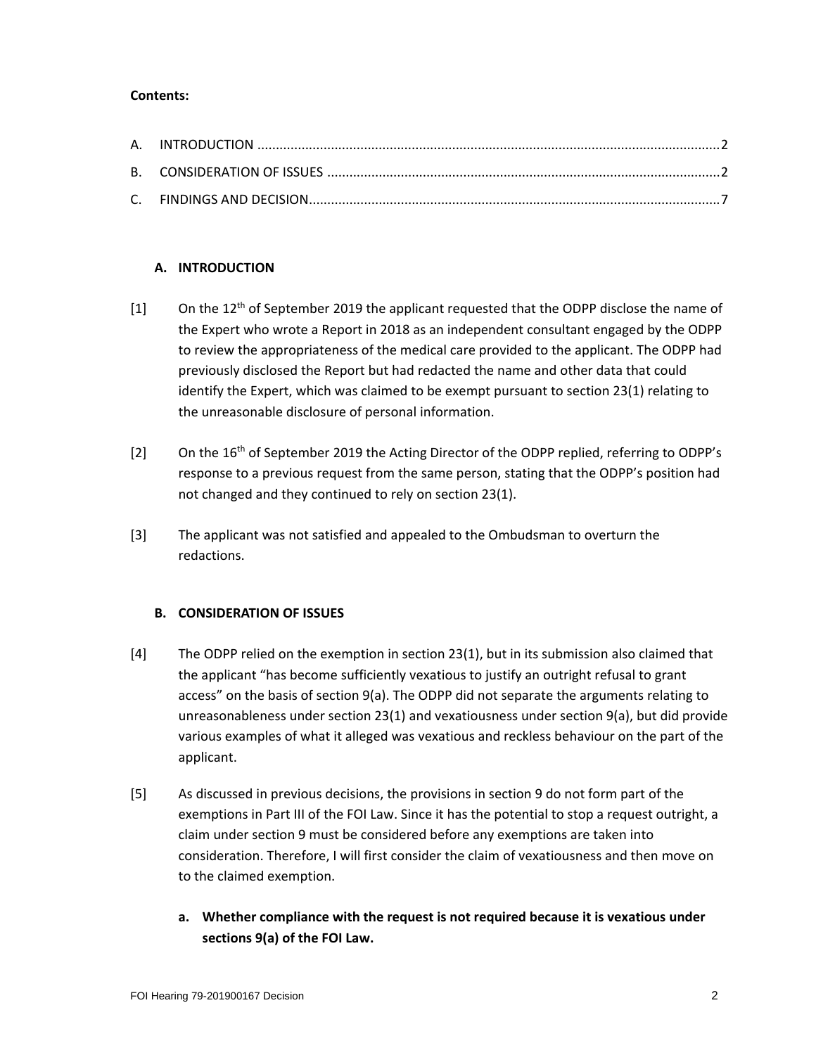**Contents:**

A. INTRODUCTION ........................................................................................................................2

B. CONSIDERATION OF ISSUES .....................................................................................................2

C. FINDINGS AND DECISION...........................................................................................................7

## A. INTRODUCTION

[1] On the 12th of September 2019 the applicant requested that the ODPP disclose the name of the Expert who wrote a Report in 2018 as an independent consultant engaged by the ODPP to review the appropriateness of the medical care provided to the applicant. The ODPP had previously disclosed the Report but had redacted the name and other data that could identify the Expert, which was claimed to be exempt pursuant to section 23(1) relating to the unreasonable disclosure of personal information.

[2] On the 16th of September 2019 the Acting Director of the ODPP replied, referring to ODPP's response to a previous request from the same person, stating that the ODPP's position had not changed and they continued to rely on section 23(1).

[3] The applicant was not satisfied and appealed to the Ombudsman to overturn the redactions.

## B. CONSIDERATION OF ISSUES

[4] The ODPP relied on the exemption in section 23(1), but in its submission also claimed that the applicant "has become sufficiently vexatious to justify an outright refusal to grant access" on the basis of section 9(a). The ODPP did not separate the arguments relating to unreasonableness under section 23(1) and vexatiousness under section 9(a), but did provide various examples of what it alleged was vexatious and reckless behaviour on the part of the applicant.

[5] As discussed in previous decisions, the provisions in section 9 do not form part of the exemptions in Part III of the FOI Law. Since it has the potential to stop a request outright, a claim under section 9 must be considered before any exemptions are taken into consideration. Therefore, I will first consider the claim of vexatiousness and then move on to the claimed exemption.

### a. Whether compliance with the request is not required because it is vexatious under sections 9(a) of the FOI Law.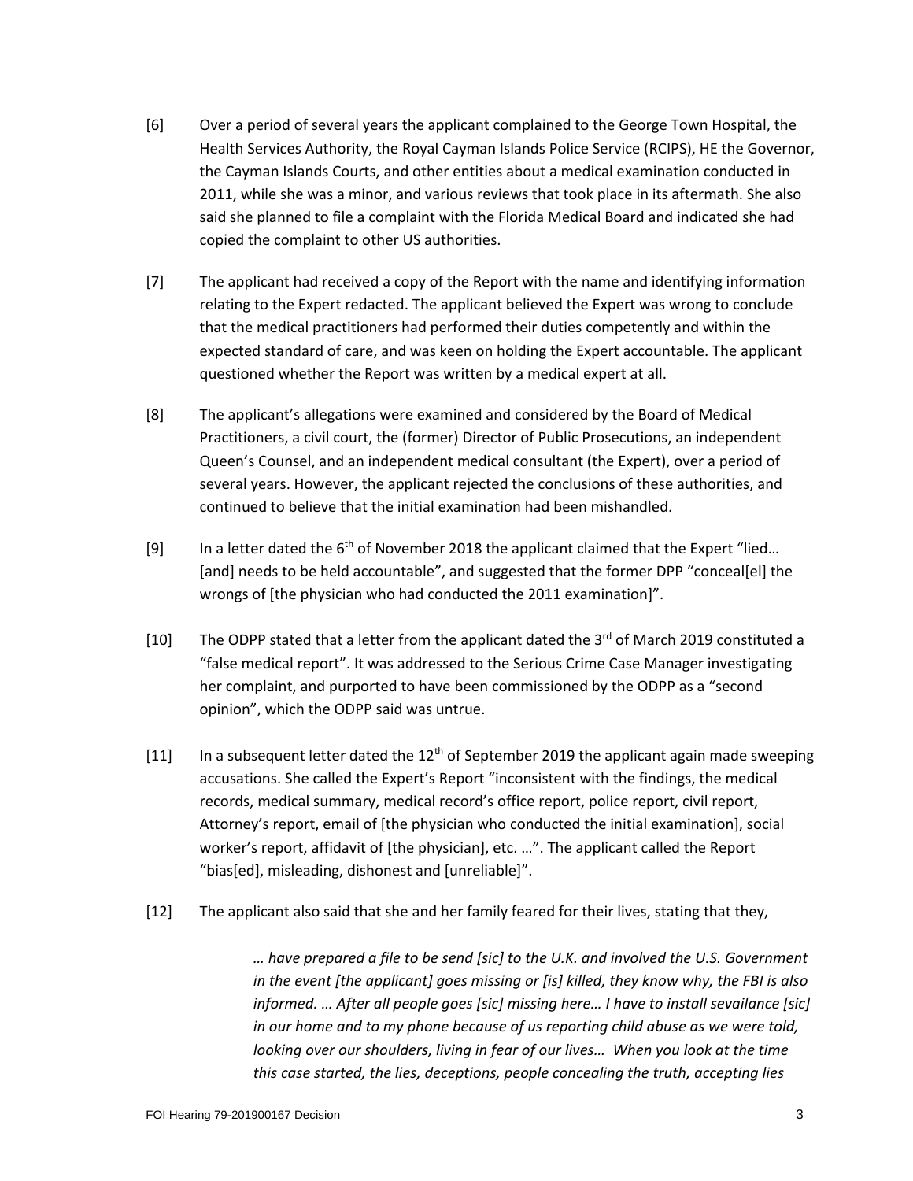[6] Over a period of several years the applicant complained to the George Town Hospital, the Health Services Authority, the Royal Cayman Islands Police Service (RCIPS), HE the Governor, the Cayman Islands Courts, and other entities about a medical examination conducted in 2011, while she was a minor, and various reviews that took place in its aftermath. She also said she planned to file a complaint with the Florida Medical Board and indicated she had copied the complaint to other US authorities.

[7] The applicant had received a copy of the Report with the name and identifying information relating to the Expert redacted. The applicant believed the Expert was wrong to conclude that the medical practitioners had performed their duties competently and within the expected standard of care, and was keen on holding the Expert accountable. The applicant questioned whether the Report was written by a medical expert at all.

[8] The applicant's allegations were examined and considered by the Board of Medical Practitioners, a civil court, the (former) Director of Public Prosecutions, an independent Queen's Counsel, and an independent medical consultant (the Expert), over a period of several years. However, the applicant rejected the conclusions of these authorities, and continued to believe that the initial examination had been mishandled.

[9] In a letter dated the 6th of November 2018 the applicant claimed that the Expert "lied… [and] needs to be held accountable", and suggested that the former DPP "conceal[el] the wrongs of [the physician who had conducted the 2011 examination]".

[10] The ODPP stated that a letter from the applicant dated the 3rd of March 2019 constituted a "false medical report". It was addressed to the Serious Crime Case Manager investigating her complaint, and purported to have been commissioned by the ODPP as a "second opinion", which the ODPP said was untrue.

[11] In a subsequent letter dated the 12th of September 2019 the applicant again made sweeping accusations. She called the Expert's Report "inconsistent with the findings, the medical records, medical summary, medical record's office report, police report, civil report, Attorney's report, email of [the physician who conducted the initial examination], social worker's report, affidavit of [the physician], etc. …". The applicant called the Report "bias[ed], misleading, dishonest and [unreliable]".

[12] The applicant also said that she and her family feared for their lives, stating that they,

> *… have prepared a file to be send [sic] to the U.K. and involved the U.S. Government in the event [the applicant] goes missing or [is] killed, they know why, the FBI is also informed. … After all people goes [sic] missing here… I have to install sevailance [sic] in our home and to my phone because of us reporting child abuse as we were told, looking over our shoulders, living in fear of our lives… When you look at the time this case started, the lies, deceptions, people concealing the truth, accepting lies*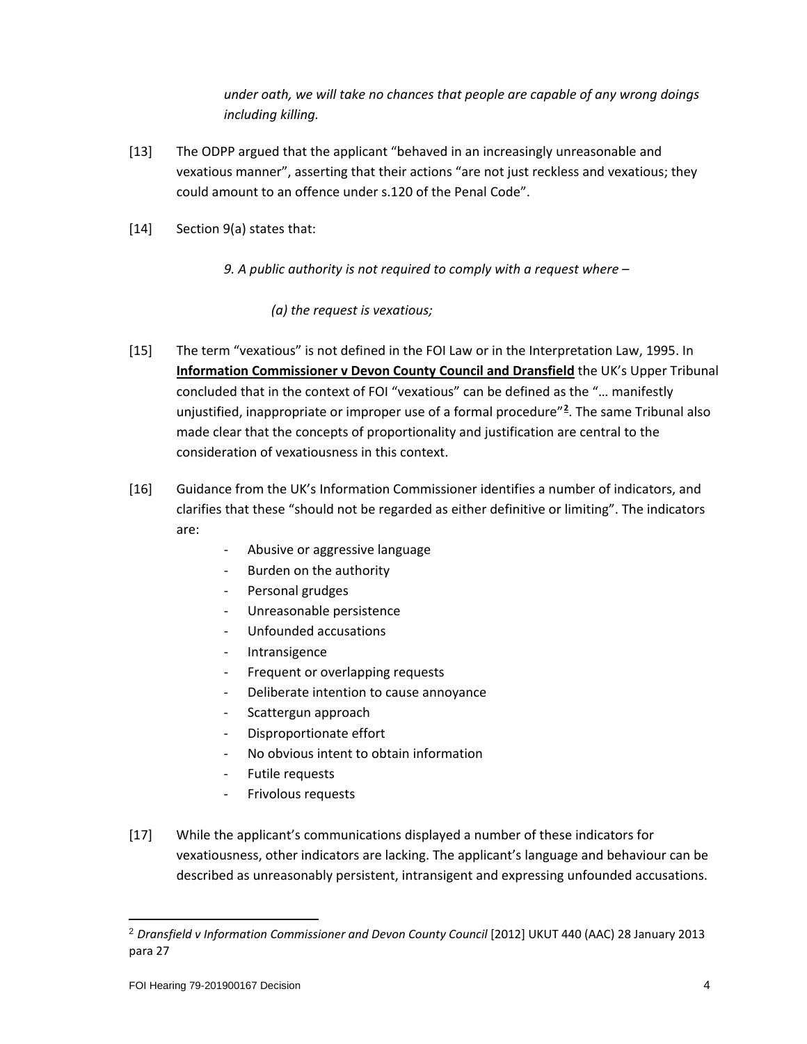> *under oath, we will take no chances that people are capable of any wrong doings including killing.*

[13] The ODPP argued that the applicant "behaved in an increasingly unreasonable and vexatious manner", asserting that their actions "are not just reckless and vexatious; they could amount to an offence under s.120 of the Penal Code".

[14] Section 9(a) states that:

> *9. A public authority is not required to comply with a request where –*
>
> *(a) the request is vexatious;*

[15] The term "vexatious" is not defined in the FOI Law or in the Interpretation Law, 1995. In **Information Commissioner v Devon County Council and Dransfield** the UK's Upper Tribunal concluded that in the context of FOI "vexatious" can be defined as the "… manifestly unjustified, inappropriate or improper use of a formal procedure"[2]. The same Tribunal also made clear that the concepts of proportionality and justification are central to the consideration of vexatiousness in this context.

[16] Guidance from the UK's Information Commissioner identifies a number of indicators, and clarifies that these "should not be regarded as either definitive or limiting". The indicators are:

- Abusive or aggressive language
- Burden on the authority
- Personal grudges
- Unreasonable persistence
- Unfounded accusations
- Intransigence
- Frequent or overlapping requests
- Deliberate intention to cause annoyance
- Scattergun approach
- Disproportionate effort
- No obvious intent to obtain information
- Futile requests
- Frivolous requests

[17] While the applicant's communications displayed a number of these indicators for vexatiousness, other indicators are lacking. The applicant's language and behaviour can be described as unreasonably persistent, intransigent and expressing unfounded accusations.

---

[2] *Dransfield v Information Commissioner and Devon County Council* [2012] UKUT 440 (AAC) 28 January 2013 para 27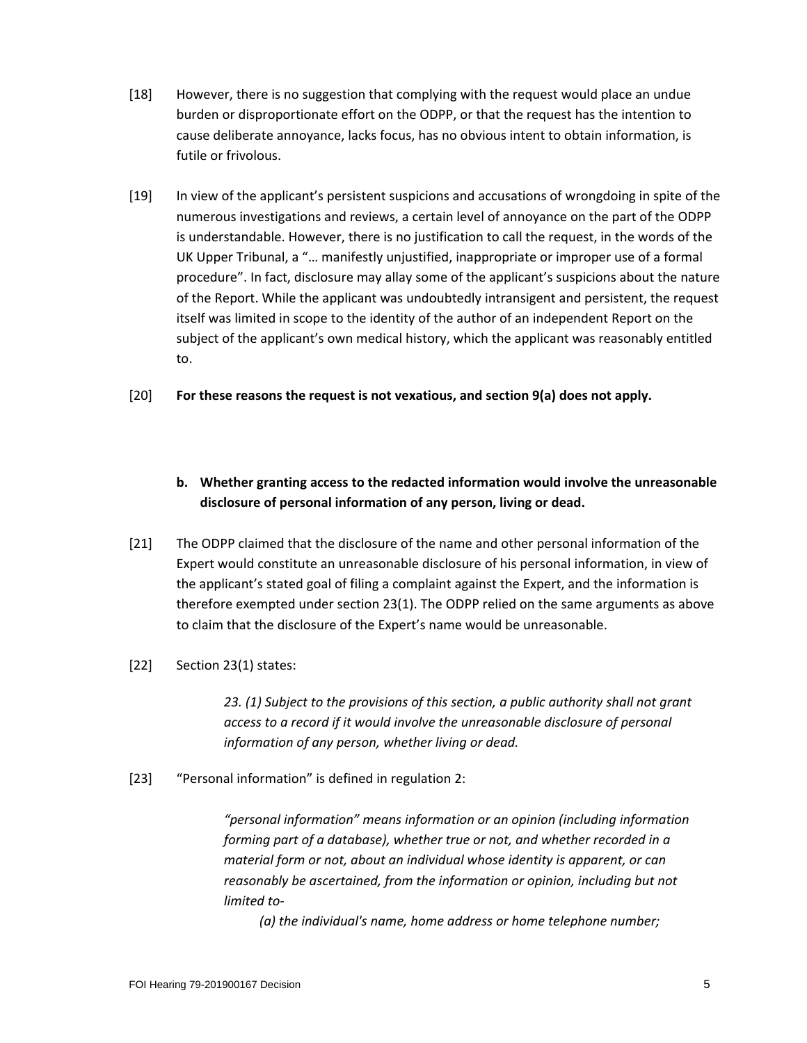[18] However, there is no suggestion that complying with the request would place an undue burden or disproportionate effort on the ODPP, or that the request has the intention to cause deliberate annoyance, lacks focus, has no obvious intent to obtain information, is futile or frivolous.

[19] In view of the applicant's persistent suspicions and accusations of wrongdoing in spite of the numerous investigations and reviews, a certain level of annoyance on the part of the ODPP is understandable. However, there is no justification to call the request, in the words of the UK Upper Tribunal, a "… manifestly unjustified, inappropriate or improper use of a formal procedure". In fact, disclosure may allay some of the applicant's suspicions about the nature of the Report. While the applicant was undoubtedly intransigent and persistent, the request itself was limited in scope to the identity of the author of an independent Report on the subject of the applicant's own medical history, which the applicant was reasonably entitled to.

[20] **For these reasons the request is not vexatious, and section 9(a) does not apply.**

**b. Whether granting access to the redacted information would involve the unreasonable disclosure of personal information of any person, living or dead.**

[21] The ODPP claimed that the disclosure of the name and other personal information of the Expert would constitute an unreasonable disclosure of his personal information, in view of the applicant's stated goal of filing a complaint against the Expert, and the information is therefore exempted under section 23(1). The ODPP relied on the same arguments as above to claim that the disclosure of the Expert's name would be unreasonable.

[22] Section 23(1) states:

> *23. (1) Subject to the provisions of this section, a public authority shall not grant access to a record if it would involve the unreasonable disclosure of personal information of any person, whether living or dead.*

[23] "Personal information" is defined in regulation 2:

> *"personal information" means information or an opinion (including information forming part of a database), whether true or not, and whether recorded in a material form or not, about an individual whose identity is apparent, or can reasonably be ascertained, from the information or opinion, including but not limited to-*
>
> *(a) the individual's name, home address or home telephone number;*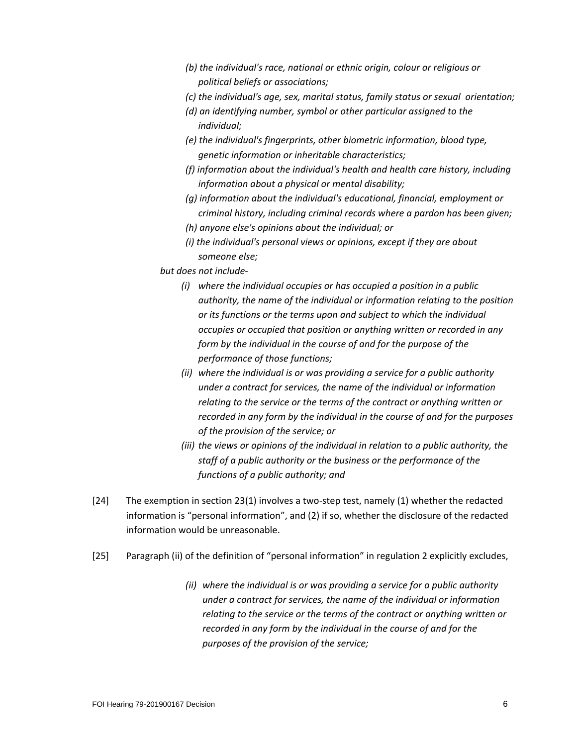*(b) the individual's race, national or ethnic origin, colour or religious or political beliefs or associations;*

*(c) the individual's age, sex, marital status, family status or sexual orientation;*

*(d) an identifying number, symbol or other particular assigned to the individual;*

*(e) the individual's fingerprints, other biometric information, blood type, genetic information or inheritable characteristics;*

*(f) information about the individual's health and health care history, including information about a physical or mental disability;*

*(g) information about the individual's educational, financial, employment or criminal history, including criminal records where a pardon has been given;*

*(h) anyone else's opinions about the individual; or*

*(i) the individual's personal views or opinions, except if they are about someone else;*

*but does not include-*

*(i) where the individual occupies or has occupied a position in a public authority, the name of the individual or information relating to the position or its functions or the terms upon and subject to which the individual occupies or occupied that position or anything written or recorded in any form by the individual in the course of and for the purpose of the performance of those functions;*

*(ii) where the individual is or was providing a service for a public authority under a contract for services, the name of the individual or information relating to the service or the terms of the contract or anything written or recorded in any form by the individual in the course of and for the purposes of the provision of the service; or*

*(iii) the views or opinions of the individual in relation to a public authority, the staff of a public authority or the business or the performance of the functions of a public authority; and*

[24] The exemption in section 23(1) involves a two-step test, namely (1) whether the redacted information is "personal information", and (2) if so, whether the disclosure of the redacted information would be unreasonable.

[25] Paragraph (ii) of the definition of "personal information" in regulation 2 explicitly excludes,

> *(ii) where the individual is or was providing a service for a public authority under a contract for services, the name of the individual or information relating to the service or the terms of the contract or anything written or recorded in any form by the individual in the course of and for the purposes of the provision of the service;*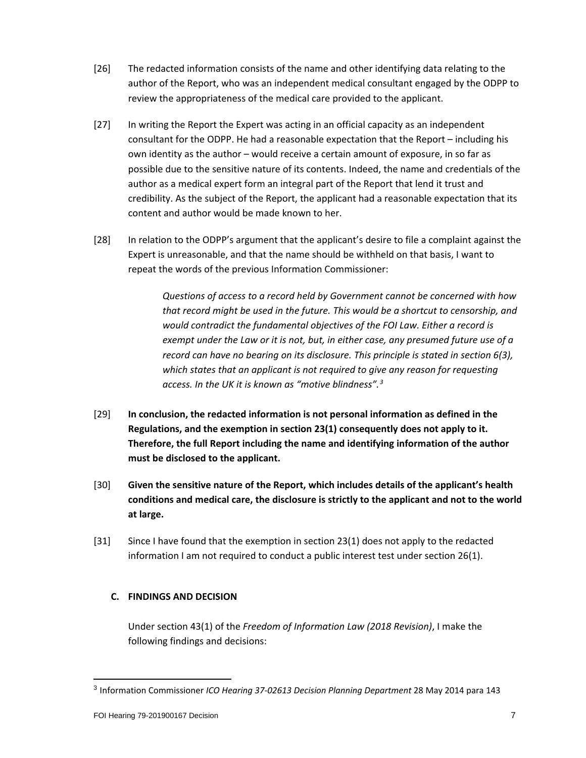[26] The redacted information consists of the name and other identifying data relating to the author of the Report, who was an independent medical consultant engaged by the ODPP to review the appropriateness of the medical care provided to the applicant.

[27] In writing the Report the Expert was acting in an official capacity as an independent consultant for the ODPP. He had a reasonable expectation that the Report – including his own identity as the author – would receive a certain amount of exposure, in so far as possible due to the sensitive nature of its contents. Indeed, the name and credentials of the author as a medical expert form an integral part of the Report that lend it trust and credibility. As the subject of the Report, the applicant had a reasonable expectation that its content and author would be made known to her.

[28] In relation to the ODPP's argument that the applicant's desire to file a complaint against the Expert is unreasonable, and that the name should be withheld on that basis, I want to repeat the words of the previous Information Commissioner:

> *Questions of access to a record held by Government cannot be concerned with how that record might be used in the future. This would be a shortcut to censorship, and would contradict the fundamental objectives of the FOI Law. Either a record is exempt under the Law or it is not, but, in either case, any presumed future use of a record can have no bearing on its disclosure. This principle is stated in section 6(3), which states that an applicant is not required to give any reason for requesting access. In the UK it is known as "motive blindness".*[3]

[29] **In conclusion, the redacted information is not personal information as defined in the Regulations, and the exemption in section 23(1) consequently does not apply to it. Therefore, the full Report including the name and identifying information of the author must be disclosed to the applicant.**

[30] **Given the sensitive nature of the Report, which includes details of the applicant's health conditions and medical care, the disclosure is strictly to the applicant and not to the world at large.**

[31] Since I have found that the exemption in section 23(1) does not apply to the redacted information I am not required to conduct a public interest test under section 26(1).

## C. FINDINGS AND DECISION

Under section 43(1) of the *Freedom of Information Law (2018 Revision)*, I make the following findings and decisions:

---

[3] Information Commissioner *ICO Hearing 37-02613 Decision Planning Department* 28 May 2014 para 143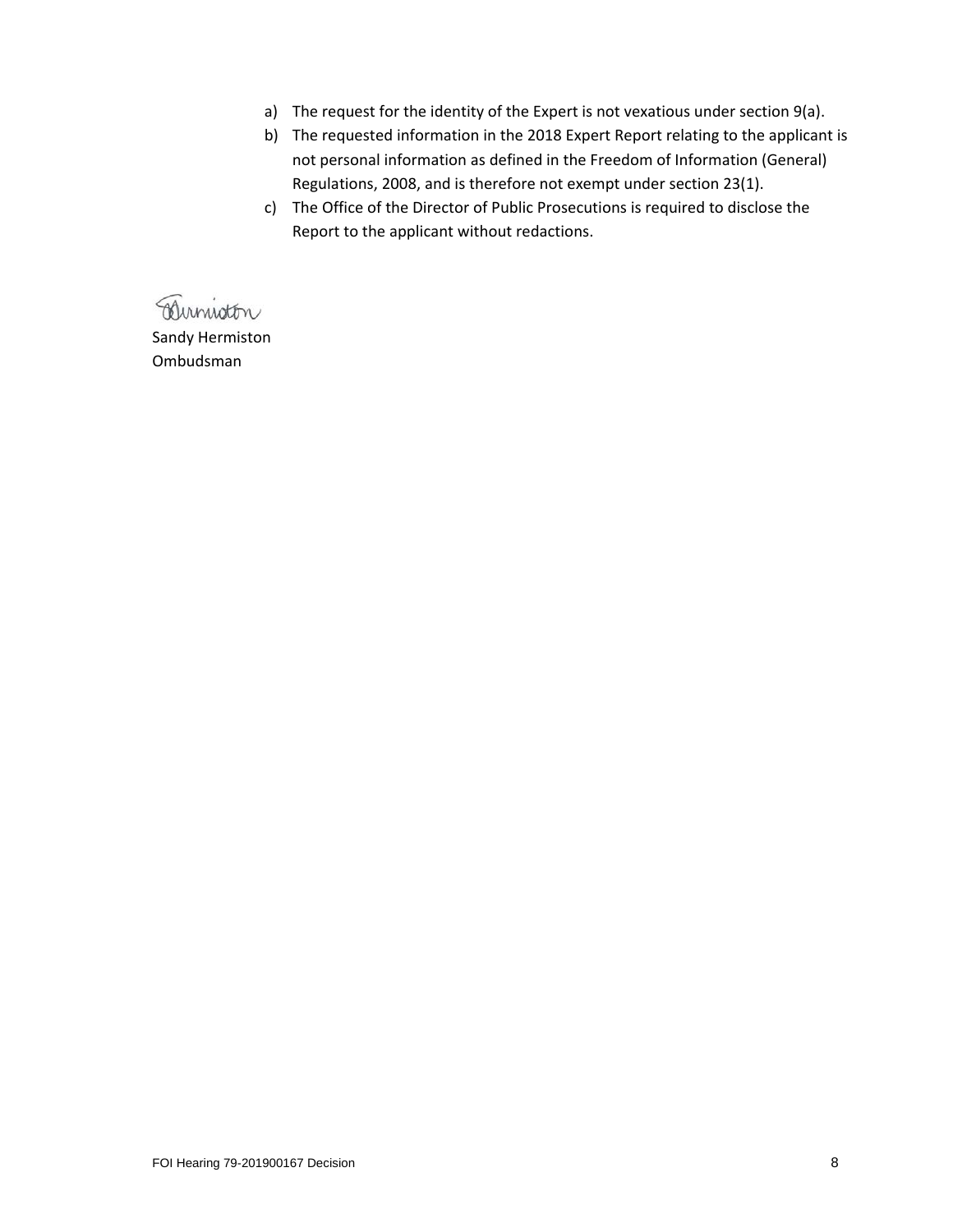a) The request for the identity of the Expert is not vexatious under section 9(a).
b) The requested information in the 2018 Expert Report relating to the applicant is not personal information as defined in the Freedom of Information (General) Regulations, 2008, and is therefore not exempt under section 23(1).
c) The Office of the Director of Public Prosecutions is required to disclose the Report to the applicant without redactions.

Sandy Hermiston
Ombudsman